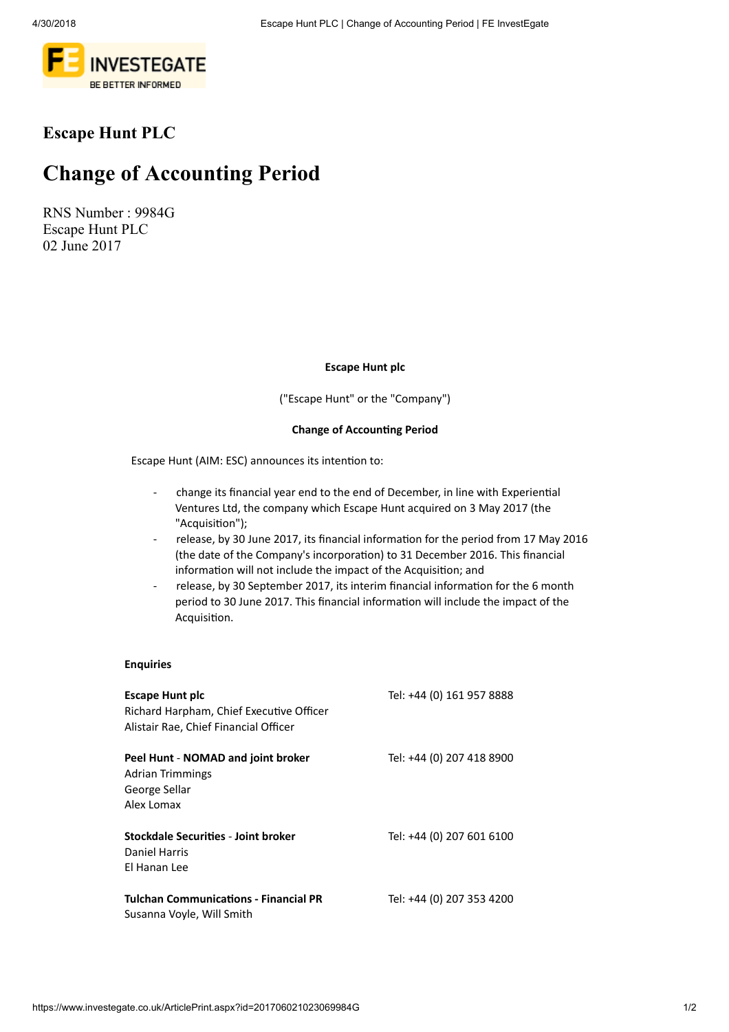# Escape Hunt PLC

# Change of Accounting Period

RNS Number : 9984G
Escape Hunt PLC
02 June 2017

**Escape Hunt plc**

("Escape Hunt" or the "Company")

**Change of Accounting Period**

Escape Hunt (AIM: ESC) announces its intention to:

- change its financial year end to the end of December, in line with Experiential Ventures Ltd, the company which Escape Hunt acquired on 3 May 2017 (the "Acquisition");
- release, by 30 June 2017, its financial information for the period from 17 May 2016 (the date of the Company's incorporation) to 31 December 2016. This financial information will not include the impact of the Acquisition; and
- release, by 30 September 2017, its interim financial information for the 6 month period to 30 June 2017. This financial information will include the impact of the Acquisition.

**Enquiries**

| | |
|---|---|
| **Escape Hunt plc**<br>Richard Harpham, Chief Executive Officer<br>Alistair Rae, Chief Financial Officer | Tel: +44 (0) 161 957 8888 |
| **Peel Hunt - NOMAD and joint broker**<br>Adrian Trimmings<br>George Sellar<br>Alex Lomax | Tel: +44 (0) 207 418 8900 |
| **Stockdale Securities - Joint broker**<br>Daniel Harris<br>El Hanan Lee | Tel: +44 (0) 207 601 6100 |
| **Tulchan Communications - Financial PR**<br>Susanna Voyle, Will Smith | Tel: +44 (0) 207 353 4200 |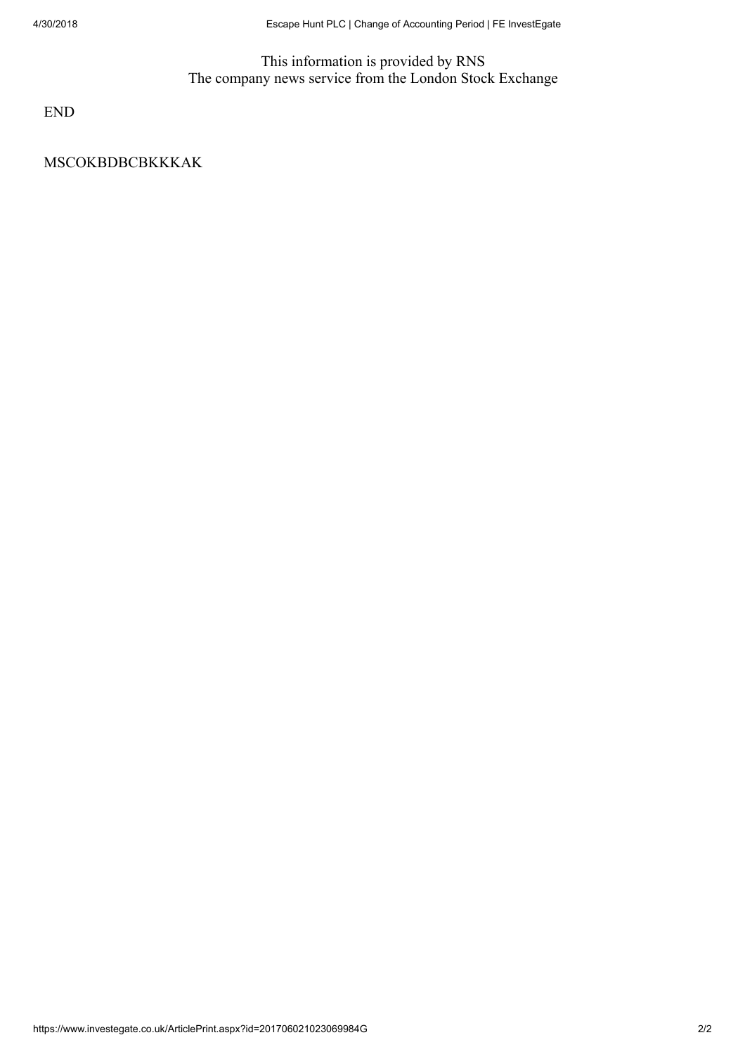This information is provided by RNS
The company news service from the London Stock Exchange

END

MSCOKBDBCBKKKAK